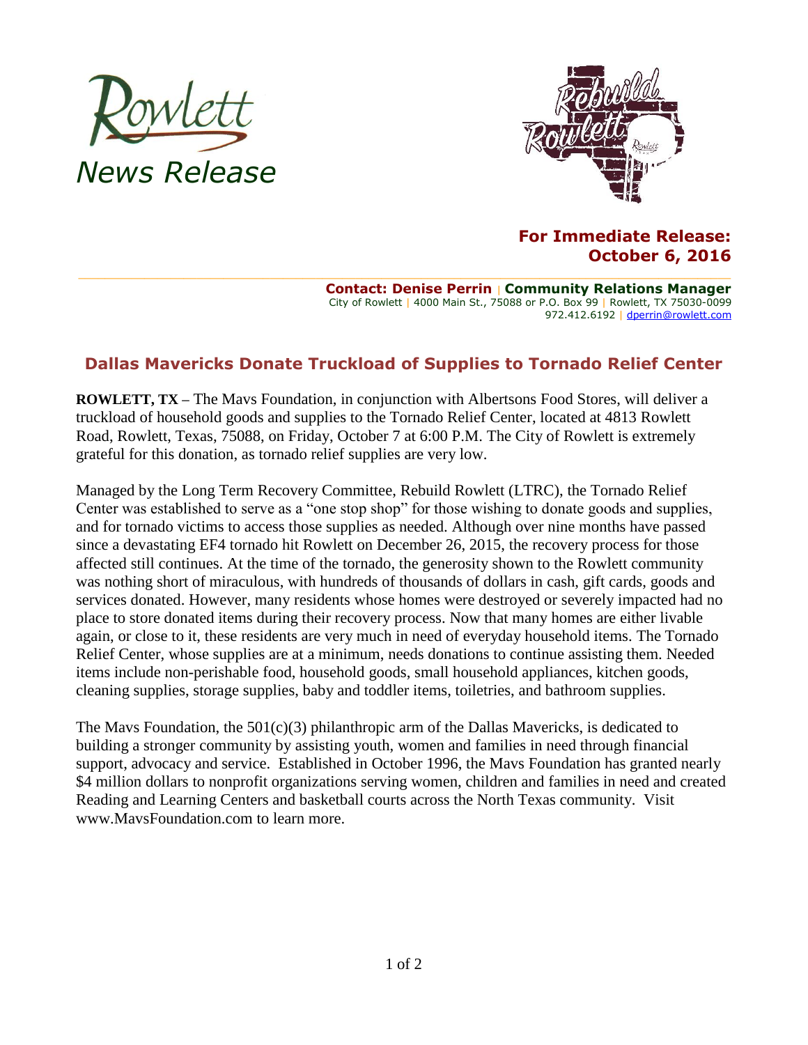Rowlett

*News Release*

**For Immediate Release:**
**October 6, 2016**

**Contact: Denise Perrin | Community Relations Manager**
City of Rowlett | 4000 Main St., 75088 or P.O. Box 99 | Rowlett, TX 75030-0099
972.412.6192 | dperrin@rowlett.com

## Dallas Mavericks Donate Truckload of Supplies to Tornado Relief Center

**ROWLETT, TX** – The Mavs Foundation, in conjunction with Albertsons Food Stores, will deliver a truckload of household goods and supplies to the Tornado Relief Center, located at 4813 Rowlett Road, Rowlett, Texas, 75088, on Friday, October 7 at 6:00 P.M. The City of Rowlett is extremely grateful for this donation, as tornado relief supplies are very low.

Managed by the Long Term Recovery Committee, Rebuild Rowlett (LTRC), the Tornado Relief Center was established to serve as a "one stop shop" for those wishing to donate goods and supplies, and for tornado victims to access those supplies as needed. Although over nine months have passed since a devastating EF4 tornado hit Rowlett on December 26, 2015, the recovery process for those affected still continues. At the time of the tornado, the generosity shown to the Rowlett community was nothing short of miraculous, with hundreds of thousands of dollars in cash, gift cards, goods and services donated. However, many residents whose homes were destroyed or severely impacted had no place to store donated items during their recovery process. Now that many homes are either livable again, or close to it, these residents are very much in need of everyday household items. The Tornado Relief Center, whose supplies are at a minimum, needs donations to continue assisting them. Needed items include non-perishable food, household goods, small household appliances, kitchen goods, cleaning supplies, storage supplies, baby and toddler items, toiletries, and bathroom supplies.

The Mavs Foundation, the 501(c)(3) philanthropic arm of the Dallas Mavericks, is dedicated to building a stronger community by assisting youth, women and families in need through financial support, advocacy and service. Established in October 1996, the Mavs Foundation has granted nearly $4 million dollars to nonprofit organizations serving women, children and families in need and created Reading and Learning Centers and basketball courts across the North Texas community. Visit www.MavsFoundation.com to learn more.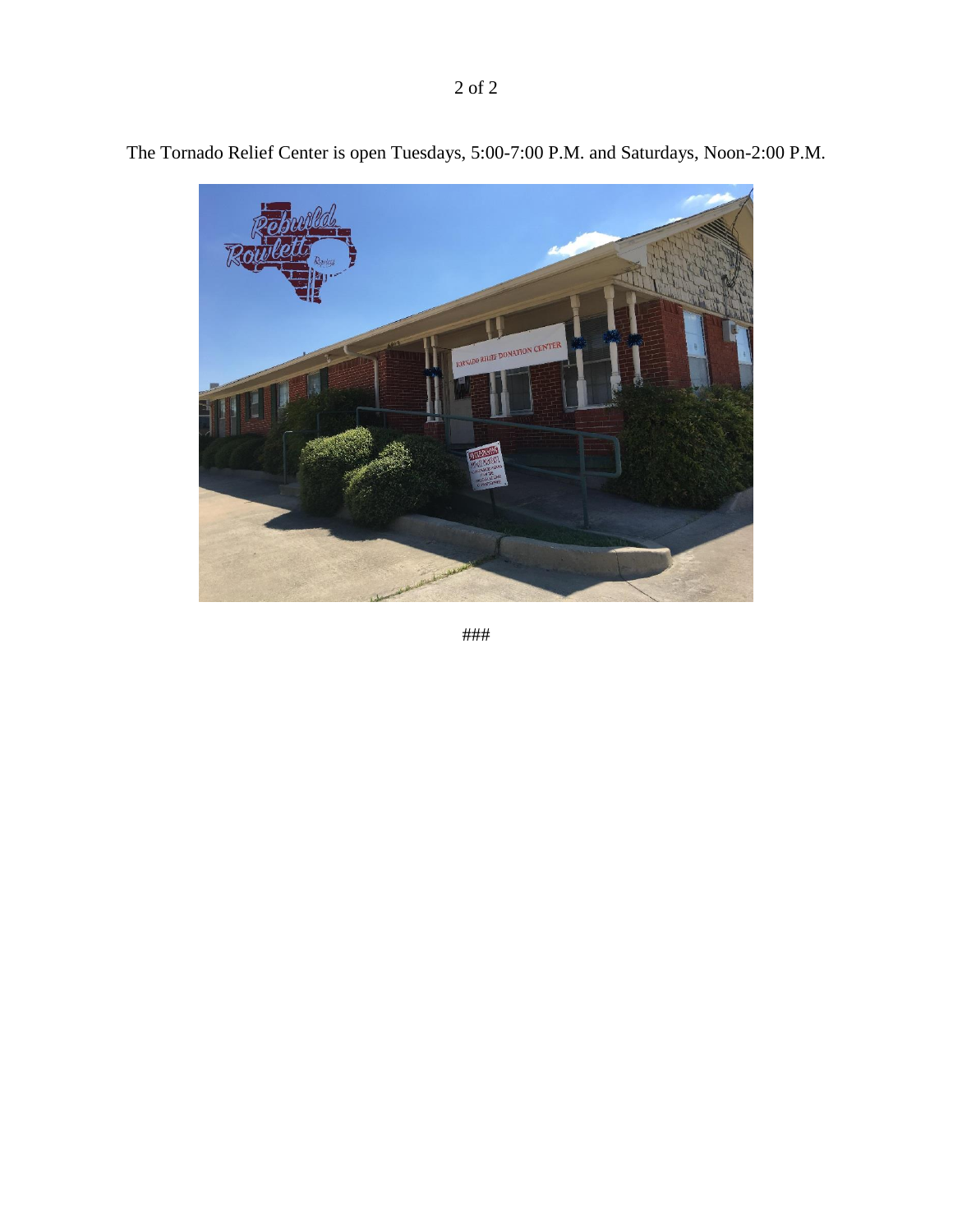The Tornado Relief Center is open Tuesdays, 5:00-7:00 P.M. and Saturdays, Noon-2:00 P.M.

###